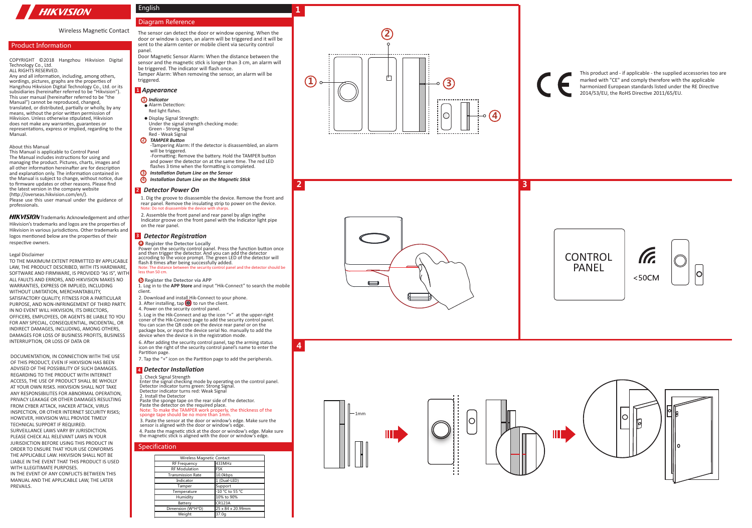# HIKVISION

Wireless Magnetic Contact

## Product Information

COPYRIGHT ©2018 Hangzhou Hikvision Digital Technology Co., Ltd.
ALL RIGHTS RESERVED.
Any and all information, including, among others, wordings, pictures, graphs are the properties of Hangzhou Hikvision Digital Technology Co., Ltd. or its subsidiaries (hereinafter referred to be "Hikvision"). This user manual (hereinafter referred to be "the Manual") cannot be reproduced, changed, translated, or distributed, partially or wholly, by any means, without the prior written permission of Hikvision. Unless otherwise stipulated, Hikvision does not make any warranties, guarantees or representations, express or implied, regarding to the Manual.

About this Manual
This Manual is applicable to Control Panel
The Manual includes instructions for using and managing the product. Pictures, charts, images and all other information hereinafter are for description and explanation only. The information contained in the Manual is subject to change, without notice, due to firmware updates or other reasons. Please find the latest version in the company website (http://overseas.hikvision.com/en/).
Please use this user manual under the guidance of professionals.

**HIKVISION** Trademarks Acknowledgement and other Hikvision's trademarks and logos are the properties of Hikvision in various jurisdictions. Other trademarks and logos mentioned below are the properties of their respective owners.

Legal Disclaimer
TO THE MAXIMUM EXTENT PERMITTED BY APPLICABLE LAW, THE PRODUCT DESCRIBED, WITH ITS HARDWARE, SOFTWARE AND FIRMWARE, IS PROVIDED "AS IS", WITH ALL FAULTS AND ERRORS, AND HIKVISION MAKES NO WARRANTIES, EXPRESS OR IMPLIED, INCLUDING WITHOUT LIMITATION, MERCHANTABILITY, SATISFACTORY QUALITY, FITNESS FOR A PARTICULAR PURPOSE, AND NON-INFRINGEMENT OF THIRD PARTY. IN NO EVENT WILL HIKVISION, ITS DIRECTORS, OFFICERS, EMPLOYEES, OR AGENTS BE LIABLE TO YOU FOR ANY SPECIAL, CONSEQUENTIAL, INCIDENTAL, OR INDIRECT DAMAGES, INCLUDING, AMONG OTHERS, DAMAGES FOR LOSS OF BUSINESS PROFITS, BUSINESS INTERRUPTION, OR LOSS OF DATA OR

DOCUMENTATION, IN CONNECTION WITH THE USE OF THIS PRODUCT, EVEN IF HIKVISION HAS BEEN ADVISED OF THE POSSIBILITY OF SUCH DAMAGES. REGARDING TO THE PRODUCT WITH INTERNET ACCESS, THE USE OF PRODUCT SHALL BE WHOLLY AT YOUR OWN RISKS. HIKVISION SHALL NOT TAKE ANY RESPONSIBILITES FOR ABNORMAL OPERATION, PRIVACY LEAKAGE OR OTHER DAMAGES RESULTING FROM CYBER ATTACK, HACKER ATTACK, VIRUS INSPECTION, OR OTHER INTERNET SECURITY RISKS; HOWEVER, HIKVISION WILL PROVIDE TIMELY TECHNICAL SUPPORT IF REQUIRED.
SURVEILLANCE LAWS VARY BY JURISDICTION. PLEASE CHECK ALL RELEVANT LAWS IN YOUR JURISDICTION BEFORE USING THIS PRODUCT IN ORDER TO ENSURE THAT YOUR USE CONFORMS THE APPLICABLE LAW. HIKVISION SHALL NOT BE LIABLE IN THE EVENT THAT THIS PRODUCT IS USED WITH ILLEGITIMATE PURPOSES.
IN THE EVENT OF ANY CONFLICTS BETWEEN THIS MANUAL AND THE APPLICABLE LAW, THE LATER PREVAILS.

English

## Diagram Reference

The sensor can detect the door or window opening. When the door or window is open, an alarm will be triggered and it will be sent to the alarm center or mobile client via security control panel.
Door Magnetic Sensor Alarm: When the distance between the sensor and the magnetic stick is longer than 3 cm, an alarm will be triggered. The indicator will flash once.
Tamper Alarm: When removing the sensor, an alarm will be triggered.

### 1 *Appearance*

① ***Indicator***
- Alarm Detection:
  Red light flahes.
- Display Signal Strength:
  Under the signal strength checking mode:
  Green - Strong Signal
  Red - Weak Signal

② ***TAMPER Button***
-Tampering Alarm: If the detector is disassembled, an alarm will be triggered.
-Formatting: Remove the battery. Hold the TAMPER button and power the detector on at the same time. The red LED flashes 3 time when the formatting is completed.

③ ***Installation Datum Line on the Sensor***

④ ***Installation Datum Line on the Magnetic Stick***

### 2 *Detector Power On*

1. Dig the groove to disassemble the device. Remove the front and rear panel. Remove the insulating strip to power on the device.
Note: Do not disassemble the device with sharps.

2. Assemble the front panel and rear panel by align ingthe Indicator groove on the front panel with the Indicator light pipe on the rear panel.

### 3 *Detector Registration*

**a Register the Detector Locally**
Power on the security control panel. Press the function button once and then trigger the detector. And you can add the detector accroding to the voice prompt. The green LED of the detector will flash 8 times after being successfully added.
Note: The distance between the security control panel and the detector should be less than 50 cm.

**b Register the Detector via APP**
1. Log in to the **APP Store** and input "Hik-Connect" to search the mobile client.
2. Download and install Hik-Connect to your phone.
3. After installing, tap to run the client.
4. Power on the security control panel.
5. Log in the Hik-Connect and ap the icon "+" at the upper-right coner of the Hik-Connect page to add the security control panel. You can scan the QR code on the device rear panel or on the package box, or input the device serial No. manually to add the device when the device is in the registration mode.
6. After adding the security control panel, tap the arming status icon on the right of the security control panel's name to enter the Partition page.
7. Tap the "+" icon on the Partition page to add the peripherals.

### 4 *Detector Installation*

1. Check Signal Strength
Enter the signal checking mode by operating on the control panel.
Detector indicator turns green: Strong Signal.
Detector indicator turns red: Weak Signal
2. Install the Detector
Paste the sponge tape on the rear side of the detector.
Paste the detector on the required place.
Note: To make the TAMPER work properly, the thickness of the sponge tape should be no more than 1mm.
3. Paste the sensor at the door or window's edge. Make sure the sensor is aligned with the door or window's edge.
4. Paste the magnetic stick at the door or window's edge. Make sure the magnetic stick is aligned with the door or window's edge.

## Specification

| Wireless Magnetic Contact | |
|---|---|
| RF Frequency | 433MHz |
| RF Modulation | FSK |
| Transmission Rate | 10.0kbps |
| Indicator | 1 (Dual-LED) |
| Tamper | Support |
| Temperature | -10 °C to 55 °C |
| Humidity | 10% to 90% |
| Battery | CR123A |
| Dimension (W*H*D) | 25 x 84 x 20.99mm |
| Weight | 37.0g |

1

2

3

CONTROL PANEL

<50CM

4

1mm

This product and - if applicable - the supplied accessories too are marked with "CE" and comply therefore with the applicable harmonized European standards listed under the RE Directive 2014/53/EU, the RoHS Directive 2011/65/EU.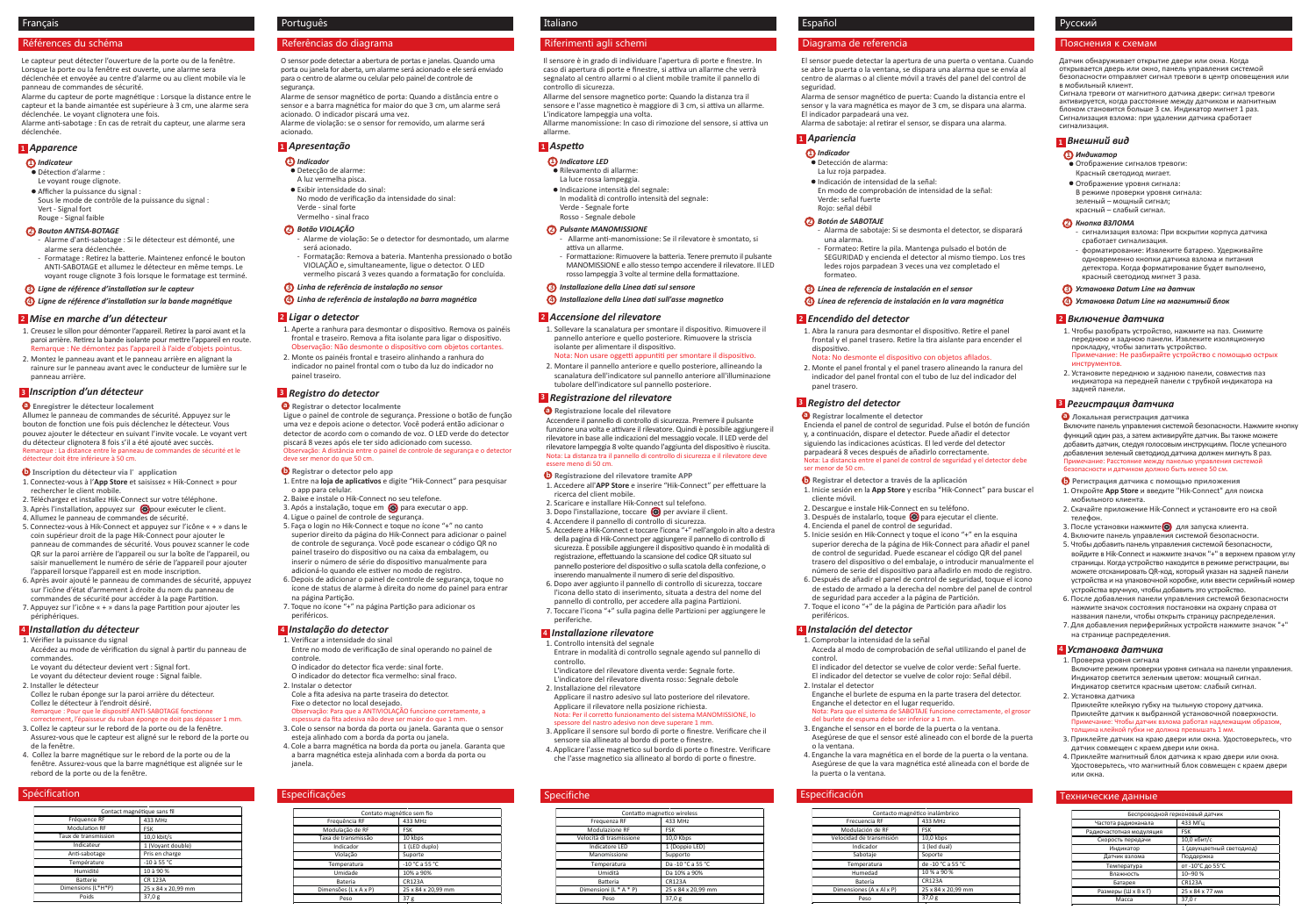## Français

### Références du schéma

Le capteur peut détecter l'ouverture de la porte ou de la fenêtre. Lorsque la porte ou la fenêtre est ouverte, une alarme sera déclenchée et envoyée au centre d'alarme ou au client mobile via le panneau de commandes de sécurité.

Alarme du capteur de porte magnétique : Lorsque la distance entre le capteur et la bande aimantée est supérieure à 3 cm, une alarme sera déclenchée. Le voyant clignotera une fois.

Alarme anti-sabotage : En cas de retrait du capteur, une alarme sera déclenchée.

### 1 Apparence

**1 Indicateur**

- Détection d'alarme :
  Le voyant rouge clignote.
- Afficher la puissance du signal :
  Sous le mode de contrôle de la puissance du signal :
  Vert - Signal fort
  Rouge - Signal faible

**2 Bouton ANTISA-BOTAGE**

- Alarme d'anti-sabotage : Si le détecteur est démonté, une alarme sera déclenchée.
- Formatage : Retirez la batterie. Maintenez enfoncé le bouton ANTI-SABOTAGE et allumez le détecteur en même temps. Le voyant rouge clignote 3 fois lorsque le formatage est terminé.

**3 Ligne de référence d'installation sur le capteur**

**4 Ligne de référence d'installation sur la bande magnétique**

### 2 Mise en marche d'un détecteur

1. Creusez le sillon pour démonter l'appareil. Retirez la paroi avant et la paroi arrière. Retirez la bande isolante pour mettre l'appareil en route. Remarque : Ne démontez pas l'appareil à l'aide d'objets pointus.
2. Montez le panneau avant et le panneau arrière en alignant la rainure sur le panneau avant avec le conducteur de lumière sur le panneau arrière.

### 3 Inscription d'un détecteur

**a Enregistrer le détecteur localement**

Allumez le panneau de commandes de sécurité. Appuyez sur le bouton de fonction une fois puis déclenchez le détecteur. Vous pouvez ajouter le détecteur en suivant l'invite vocale. Le voyant vert du détecteur clignotera 8 fois s'il a été ajouté avec succès.
Remarque : La distance entre le panneau de commandes de sécurité et le détecteur doit être inférieure à 50 cm.

**b Inscription du détecteur via l' application**

1. Connectez-vous à l'**App Store** et saisissez « Hik-Connect » pour rechercher le client mobile.
2. Téléchargez et installez Hik-Connect sur votre téléphone.
3. Après l'installation, appuyez sur pour exécuter le client.
4. Allumez le panneau de commandes de sécurité.
5. Connectez-vous à Hik-Connect et appuyez sur l'icône « + » dans le coin supérieur droit de la page Hik-Connect pour ajouter le panneau de commandes de sécurité. Vous pouvez scanner le code QR sur la paroi arrière de l'appareil ou sur la boîte de l'appareil, ou saisir manuellement le numéro de série de l'appareil pour ajouter l'appareil lorsque l'appareil est en mode inscription.
6. Après avoir ajouté le panneau de commandes de sécurité, appuyez sur l'icône d'état d'armement à droite du nom du panneau de commandes de sécurité pour accéder à la page Partition.
7. Appuyez sur l'icône « + » dans la page Partition pour ajouter les périphériques.

### 4 Installation du détecteur

1. Vérifier la puissance du signal
   Accédez au mode de vérification du signal à partir du panneau de commandes.
   Le voyant du détecteur devient vert : Signal fort.
   Le voyant du détecteur devient rouge : Signal faible.
2. Installer le détecteur
   Collez le ruban éponge sur la paroi arrière du détecteur.
   Collez le détecteur à l'endroit désiré.
   Remarque : Pour que le dispositif ANTI SABOTAGE fonctionne correctement, l'épaisseur du ruban éponge ne doit pas dépasser 1 mm.
3. Collez le capteur sur le rebord de la porte ou de la fenêtre. Assurez-vous que le capteur est aligné sur le rebord de la porte ou de la fenêtre.
4. Collez la barre magnétique sur le rebord de la porte ou de la fenêtre. Assurez-vous que la barre magnétique est alignée sur le rebord de la porte ou de la fenêtre.

### Spécification

| Contact magnétique sans fil | |
|---|---|
| Fréquence RF | 433 MHz |
| Modulation RF | FSK |
| Taux de transmission | 10,0 kbit/s |
| Indicateur | 1 (Voyant double) |
| Anti-sabotage | Pris en charge |
| Température | -10 à 55 °C |
| Humidité | 10 à 90 % |
| Batterie | CR 123A |
| Dimensions (L*H*P) | 25 x 84 x 20,99 mm |
| Poids | 37,0 g |

## Português

### Referências do diagrama

O sensor pode detectar a abertura de portas e janelas. Quando uma porta ou janela for aberta, um alarme será acionado e ele será enviado para o centro de alarme ou celular pelo painel de controle de segurança.

Alarme de sensor magnético de porta: Quando a distância entre o sensor e a barra magnética for maior do que 3 cm, um alarme será acionado. O indicador piscará uma vez.

Alarme de violação: se o sensor for removido, um alarme será acionado.

### 1 Apresentação

**1 Indicador**

- Detecção de alarme:
  A luz vermelha pisca.
- Exibir intensidade do sinal:
  No modo de verificação da intensidade do sinal:
  Verde - sinal forte
  Vermelho - sinal fraco

**2 Botão VIOLAÇÃO**

- Alarme de violação: Se o detector for desmontado, um alarme será acionado.
- Formatação: Remova a bateria. Mantenha pressionado o botão VIOLAÇÃO e, simultaneamente, ligue o detector. O LED vermelho piscará 3 vezes quando a formatação for concluída.

**3 Linha de referência de instalação no sensor**

**4 Linha de referência de instalação na barra magnética**

### 2 Ligar o detector

1. Aperte a ranhura para desmontar o dispositivo. Remova os painéis frontal e traseiro. Remova a fita isolante para ligar o dispositivo. Observação: Não desmonte o dispositivo com objetos cortantes.
2. Monte os painéis frontal e traseiro alinhando a ranhura do indicador no painel frontal com o tubo da luz do indicador no painel traseiro.

### 3 Registro do detector

**a Registrar o detector localmente**

Ligue o painel de controle de segurança. Pressione o botão de função uma vez e depois acione o detector. Você poderá então adicionar o detector de acordo com o comando de voz. O LED verde do detector piscará 8 vezes após ele ter sido adicionado com sucesso.
Observação: A distância entre o painel de controle de segurança e o detector deve ser menor do que 50 cm.

**b Registrar o detector pelo app**

1. Entre na **loja de aplicativos** e digite "Hik-Connect" para pesquisar o app para celular.
2. Baixe e instale o Hik-Connect no seu telefone.
3. Após a instalação, toque em para executar o app.
4. Ligue o painel de controle de segurança.
5. Faça o login no Hik-Connect e toque no ícone "+" no canto superior direito da página do Hik-Connect para adicionar o painel de controle de segurança. Você pode escanear o código QR no painel traseiro do dispositivo ou na caixa da embalagem, ou inserir o número de série do dispositivo manualmente para adicioná-lo quando ele estiver no modo de registro.
6. Depois de adicionar o painel de controle de segurança, toque no ícone de status de alarme à direita do nome do painel para entrar na página Partição.
7. Toque no ícone "+" na página Partição para adicionar os periféricos.

### 4 Instalação do detector

1. Verificar a intensidade do sinal
   Entre no modo de verificação de sinal operando no painel de controle.
   O indicador do detector fica verde: sinal forte.
   O indicador do detector fica vermelho: sinal fraco.
2. Instalar o detector
   Cole a fita adesiva na parte traseira do detector.
   Fixe o detector no local desejado.
   Observação: Para que a ANTIVIOLAÇÃO funcione corretamente, a espessura da fita adesiva não deve ser maior do que 1 mm.
3. Cole o sensor na borda da porta ou janela. Garanta que o sensor esteja alinhado com a borda da porta ou janela.
4. Cole a barra magnética na borda da porta ou janela. Garanta que a barra magnética esteja alinhada com a borda da porta ou janela.

### Especificações

| Contato magnético sem fio | |
|---|---|
| Frequência RF | 433 MHz |
| Modulação de RF | FSK |
| Taxa de transmissão | 10 kbps |
| Indicador | 1 (LED duplo) |
| Violação | Suporte |
| Temperatura | -10 °C a 55 °C |
| Umidade | 10% a 90% |
| Bateria | CR123A |
| Dimensões (L x A x P) | 25 x 84 x 20,99 mm |
| Peso | 37 g |

## Italiano

### Riferimenti agli schemi

Il sensore è in grado di individuare l'apertura di porte e finestre. In caso di apertura di porte e finestre, si attiva un allarme che verrà segnalato al centro allarmi o al client mobile tramite il pannello di controllo di sicurezza.

Allarme del sensore magnetico porte: Quando la distanza tra il sensore e l'asse magnetico è maggiore di 3 cm, si attiva un allarme. L'indicatore lampeggia una volta.

Allarme manomissione: In caso di rimozione del sensore, si attiva un allarme.

### 1 Aspetto

**1 Indicatore LED**

- Rilevamento di allarme:
  La luce rossa lampeggia.
- Indicazione intensità del segnale:
  In modalità di controllo intensità del segnale:
  Verde - Segnale forte
  Rosso - Segnale debole

**2 Pulsante MANOMISSIONE**

- Allarme anti-manomissione: Se il rilevatore è smontato, si attiva un allarme.
- Formattazione: Rimuovere la batteria. Tenere premuto il pulsante MANOMISSIONE e allo stesso tempo accendere il rilevatore. Il LED rosso lampeggia 3 volte al termine della formattazione.

**3 Installazione della Linea dati sul sensore**

**4 Installazione della Linea dati sull'asse magnetico**

### 2 Accensione del rilevatore

1. Sollevare la scanalatura per smontare il dispositivo. Rimuovere il pannello anteriore e quello posteriore. Rimuovere la striscia isolante per alimentare il dispositivo.
   Nota: Non usare oggetti appuntiti per smontare il dispositivo.
2. Montare il pannello anteriore e quello posteriore, allineando la scanalatura dell'indicatore sul pannello anteriore all'illuminazione tubolare dell'indicatore sul pannello posteriore.

### 3 Registrazione del rilevatore

**a Registrazione locale del rilevatore**

Accendere il pannello di controllo di sicurezza. Premere il pulsante funzione una volta e attivare il rilevatore. Quindi è possibile aggiungere il rilevatore in base alle indicazioni del messaggio vocale. Il LED verde del rilevatore lampeggia 8 volte quando l'aggiunta del dispositivo è riuscita.
Nota: La distanza tra il pannello di controllo di sicurezza e il rilevatore deve essere meno di 50 cm.

**b Registrazione del rilevatore tramite APP**

1. Accedere all'**APP Store** e inserire "Hik-Connect" per effettuare la ricerca del client mobile.
2. Scaricare e installare Hik-Connect sul telefono.
3. Dopo l'installazione, toccare per avviare il client.
4. Accendere il pannello di controllo di sicurezza.
5. Accedere a Hik-Connect e toccare l'icona "+" nell'angolo in alto a destra della pagina di Hik-Connect per aggiungere il pannello di controllo di sicurezza. È possibile aggiungere il dispositivo quando è in modalità di registrazione, effettuando la scansione del codice QR situato sul pannello posteriore del dispositivo o sulla scatola della confezione, o inserendo manualmente il numero di serie del dispositivo.
6. Dopo aver aggiunto il pannello di controllo di sicurezza, toccare l'icona dello stato di inserimento, situata a destra del nome del pannello di controllo, per accedere alla pagina Partizioni.
7. Toccare l'icona "+" sulla pagina delle Partizioni per aggiungere le periferiche.

### 4 Installazione rilevatore

1. Controllo intensità del segnale
   Entrare in modalità di controllo segnale agendo sul pannello di controllo.
   L'indicatore del rilevatore diventa verde: Segnale forte.
   L'indicatore del rilevatore diventa rosso: Segnale debole
2. Installazione del rilevatore
   Applicare il nastro adesivo sul lato posteriore del rilevatore.
   Applicare il rilevatore nella posizione richiesta.
   Nota: Per il corretto funzionamento del sistema MANOMISSIONE, lo spessore del nastro adesivo non deve superare 1 mm.
3. Applicare il sensore sul bordo di porte o finestre. Verificare che il sensore sia allineato al bordo di porte o finestre.
4. Applicare l'asse magnetico sul bordo di porte o finestre. Verificare che l'asse magnetico sia allineato al bordo di porte o finestre.

### Specifiche

| Contatto magnetico wireless | |
|---|---|
| Frequenza RF | 433 MHz |
| Modulazione RF | FSK |
| Velocità di trasmissione | 10,0 Kbps |
| Indicatore LED | 1 (Doppio LED) |
| Manomissione | Supporto |
| Temperatura | Da -10 °C a 55 °C |
| Umidità | Da 10% a 90% |
| Batteria | CR123A |
| Dimensioni (L * A * P) | 25 x 84 x 20,99 mm |
| Peso | 37,0 g |

## Español

### Diagrama de referencia

El sensor puede detectar la apertura de una puerta o ventana. Cuando se abre la puerta o la ventana, se dispara una alarma que se envía al centro de alarmas o al cliente móvil a través del panel del control de seguridad.

Alarma de sensor magnético de puerta: Cuando la distancia entre el sensor y la vara magnética es mayor de 3 cm, se dispara una alarma. El indicador parpadeará una vez.

Alarma de sabotaje: al retirar el sensor, se dispara una alarma.

### 1 Apariencia

**1 Indicador**

- Detección de alarma:
  La luz roja parpadea.
- Indicación de intensidad de la señal:
  En modo de comprobación de intensidad de la señal:
  Verde: señal fuerte
  Rojo: señal débil

**2 Botón de SABOTAJE**

- Alarma de sabotaje: Si se desmonta el detector, se disparará una alarma.
- Formateo: Retire la pila. Mantenga pulsado el botón de SEGURIDAD y encienda el detector al mismo tiempo. Los tres ledes rojos parpadean 3 veces una vez completado el formateo.

**3 Línea de referencia de instalación en el sensor**

**4 Línea de referencia de instalación en la vara magnética**

### 2 Encendido del detector

1. Abra la ranura para desmontar el dispositivo. Retire el panel frontal y el panel trasero. Retire la tira aislante para encender el dispositivo.
   Nota: No desmonte el dispositivo con objetos afilados.
2. Monte el panel frontal y el panel trasero alineando la ranura del indicador del panel frontal con el tubo de luz del indicador del panel trasero.

### 3 Registro del detector

**a Registrar localmente el detector**

Encienda el panel de control de seguridad. Pulse el botón de función y, a continuación, dispare el detector. Puede añadir el detector siguiendo las indicaciones acústicas. El led verde del detector parpadeará 8 veces después de añadirlo correctamente.
Nota: La distancia entre el panel de control de seguridad y el detector debe ser menor de 50 cm.

**b Registrar el detector a través de la aplicación**

1. Inicie sesión en la **App Store** y escriba "Hik-Connect" para buscar el cliente móvil.
2. Descargue e instale Hik-Connect en su teléfono.
3. Después de instalarlo, toque para ejecutar el cliente.
4. Encienda el panel de control de seguridad.
5. Inicie sesión en Hik-Connect y toque el icono "+" en la esquina superior derecha de la página de Hik-Connect para añadir el panel de control de seguridad. Puede escanear el código QR del panel trasero del dispositivo o del embalaje, o introducir manualmente el número de serie del dispositivo para añadirlo en modo de registro.
6. Después de añadir el panel de control de seguridad, toque el icono de estado de armado a la derecha del nombre del panel de control de seguridad para acceder a la página de Partición.
7. Toque el icono "+" de la página de Partición para añadir los periféricos.

### 4 Instalación del detector

1. Comprobar la intensidad de la señal
   Acceda al modo de comprobación de señal utilizando el panel de control.
   El indicador del detector se vuelve de color verde: Señal fuerte.
   El indicador del detector se vuelve de color rojo: Señal débil.
2. Instalar el detector
   Enganche el burlete de espuma en la parte trasera del detector.
   Enganche el detector en el lugar requerido.
   Nota: Para que el sistema de SABOTAJE funcione correctamente, el grosor del burlete de espuma debe ser inferior a 1 mm.
3. Enganche el sensor en el borde de la puerta o la ventana. Asegúrese de que el sensor esté alineado con el borde de la puerta o la ventana.
4. Enganche la vara magnética en el borde de la puerta o la ventana. Asegúrese de que la vara magnética está alineada con el borde de la puerta o la ventana.

### Especificación

| Contacto magnético inalámbrico | |
|---|---|
| Frecuencia RF | 433 MHz |
| Modulación de RF | FSK |
| Velocidad de transmisión | 10,0 kbps |
| Indicador | 1 (led dual) |
| Sabotaje | Soporte |
| Temperatura | de -10 °C a 55 °C |
| Humedad | 10 % a 90 % |
| Batería | CR123A |
| Dimensiones (A x Al x P) | 25 x 84 x 20,99 mm |
| Peso | 37,0 g |

## Русский

### Пояснения к схемам

Датчик обнаруживает открытие двери или окна. Когда открывается дверь или окно, панель управления системой безопасности отправляет сигнал тревоги в центр оповещения или в мобильный клиент.

Сигнала тревоги от магнитного датчика двери: сигнал тревоги активируется, когда расстояние между датчиком и магнитным блоком становится больше 3 см. Индикатор мигнет 1 раз.

Сигнализация взлома: при удалении датчика сработает сигнализация.

### 1 Внешний вид

**1 Индикатор**

- Отображение сигналов тревоги:
  Красный светодиод мигает.
- Отображение уровня сигнала:
  В режиме проверки уровня сигнала:
  зеленый – мощный сигнал;
  красный – слабый сигнал.

**2 Кнопка ВЗЛОМА**

- сигнализация взлома: При вскрытии корпуса датчика сработает сигнализация.
- форматирование: Извлеките батарею. Удерживайте одновременно кнопки датчика взлома и питания детектора. Когда форматирование будет выполнено, красный светодиод мигнет 3 раза.

**3 Установка Datum Line на датчик**

**4 Установка Datum Line на магнитный блок**

### 2 Включение датчика

1. Чтобы разобрать устройство, нажмите на паз. Снимите переднюю и заднюю панели. Извлеките изоляционную прокладку, чтобы запитать устройство.
   Примечание: Не разбирайте устройство с помощью острых инструментов.
2. Установите переднюю и заднюю панели, совместив паз индикатора на передней панели с трубкой индикатора на задней панели.

### 3 Регистрация датчика

**a Локальная регистрация датчика**

Включите панель управления системой безопасности. Нажмите кнопку функций один раз, а затем активируйте датчик. Вы также можете добавить датчик, следуя голосовым инструкциям. После успешного добавления зеленый светодиод датчика должен мигнуть 8 раз.
Примечание: Расстояние между панелью управления системой безопасности и датчиком должно быть менее 50 см.

**b Регистрация датчика с помощью приложения**

1. Откройте **App Store** и введите "Hik-Connect" для поиска мобильного клиента.
2. Скачайте приложение Hik-Connect и установите его на свой телефон.
3. После установки нажмите для запуска клиента.
4. Включите панель управления системой безопасности.
5. Чтобы добавить панель управления системой безопасности, войдите в Hik-Connect и нажмите значок "+" в верхнем правом углу страницы. Когда устройство находится в режиме регистрации, вы можете отсканировать QR-код, который указан на задней панели устройства и на упаковочной коробке, или ввести серийный номер устройства вручную, чтобы добавить это устройство.
6. После добавления панели управления системой безопасности нажмите значок состояния постановки на охрану справа от названия панели, чтобы открыть страницу распределения.
7. Для добавления периферийных устройств нажмите значок "+" на странице распределения.

### 4 Установка датчика

1. Проверка уровня сигнала
   Включите режим проверки уровня сигнала на панели управления.
   Индикатор светится зеленым цветом: мощный сигнал.
   Индикатор светится красным цветом: слабый сигнал.
2. Установка датчика
   Приклейте клейкую губку на тыльную сторону датчика.
   Приклейте датчик к выбранной установочной поверхности.
   Примечание: Чтобы датчик взлома работал надлежащим образом, толщина клейкой губки не должна превышать 1 мм.
3. Приклейте датчик на краю двери или окна. Удостоверьтесь, что датчик совмещен с краем двери или окна.
4. Приклейте магнитный блок датчика к краю двери или окна. Удостоверьтесь, что магнитный блок совмещен с краем двери или окна.

### Технические данные

| Беспроводной герконовый датчик | |
|---|---|
| Частота радиоканала | 433 МГц |
| Радиочастотная модуляция | FSK |
| Скорость передачи | 10,0 кбит/с |
| Индикатор | 1 (двухцветный светодиод) |
| Датчик взлома | Поддержка |
| Температура | от -10°C до 55°C |
| Влажность | 10–90 % |
| Батарея | CR123A |
| Размеры (Ш х В х Г) | 25 x 84 x 77 мм |
| Масса | 37,0 г |